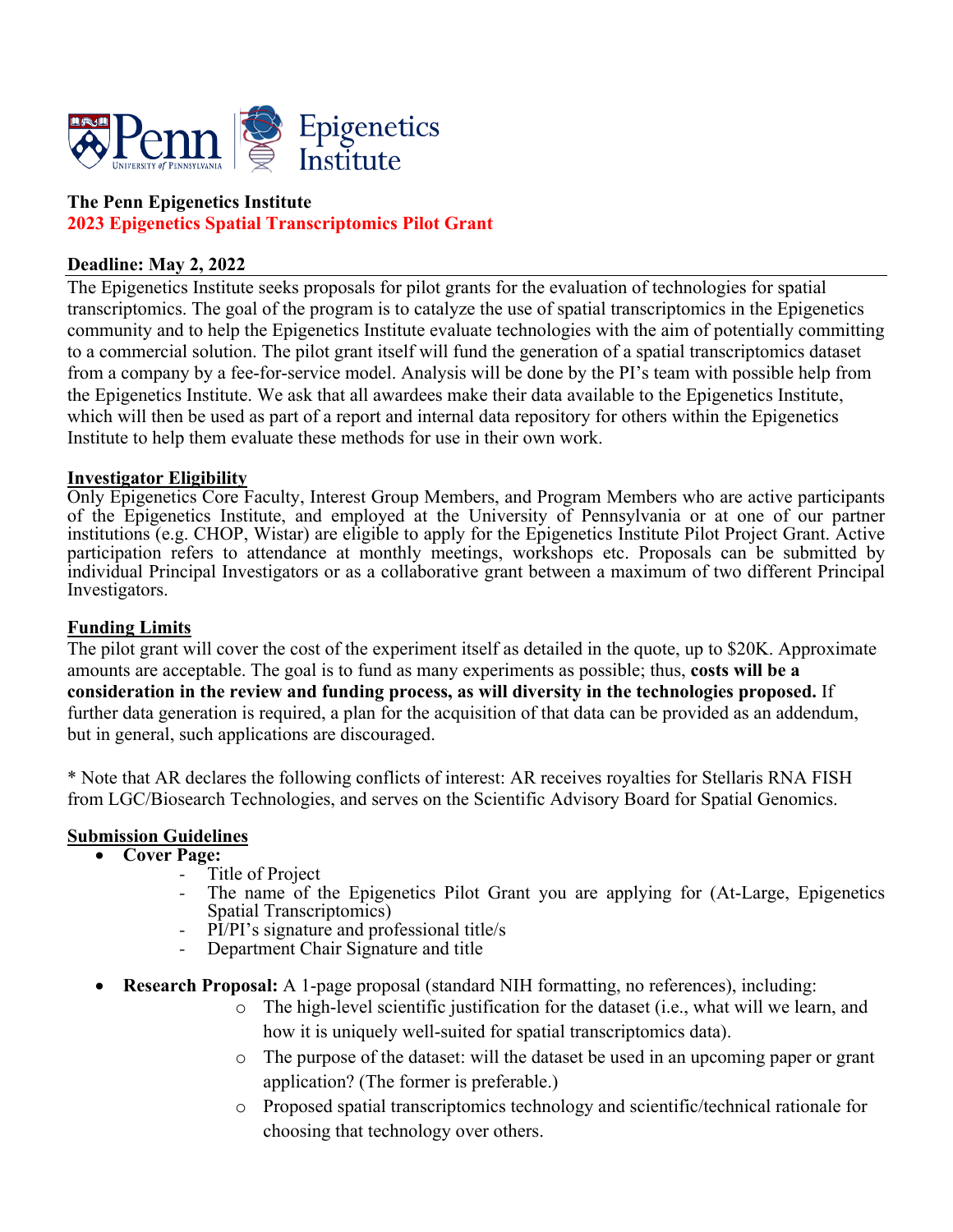**The Penn Epigenetics Institute**
**2023 Epigenetics Spatial Transcriptomics Pilot Grant**

**Deadline: May 2, 2022**

The Epigenetics Institute seeks proposals for pilot grants for the evaluation of technologies for spatial transcriptomics. The goal of the program is to catalyze the use of spatial transcriptomics in the Epigenetics community and to help the Epigenetics Institute evaluate technologies with the aim of potentially committing to a commercial solution. The pilot grant itself will fund the generation of a spatial transcriptomics dataset from a company by a fee-for-service model. Analysis will be done by the PI's team with possible help from the Epigenetics Institute. We ask that all awardees make their data available to the Epigenetics Institute, which will then be used as part of a report and internal data repository for others within the Epigenetics Institute to help them evaluate these methods for use in their own work.

**Investigator Eligibility**

Only Epigenetics Core Faculty, Interest Group Members, and Program Members who are active participants of the Epigenetics Institute, and employed at the University of Pennsylvania or at one of our partner institutions (e.g. CHOP, Wistar) are eligible to apply for the Epigenetics Institute Pilot Project Grant. Active participation refers to attendance at monthly meetings, workshops etc. Proposals can be submitted by individual Principal Investigators or as a collaborative grant between a maximum of two different Principal Investigators.

**Funding Limits**

The pilot grant will cover the cost of the experiment itself as detailed in the quote, up to $20K. Approximate amounts are acceptable. The goal is to fund as many experiments as possible; thus, **costs will be a consideration in the review and funding process, as will diversity in the technologies proposed.** If further data generation is required, a plan for the acquisition of that data can be provided as an addendum, but in general, such applications are discouraged.

* Note that AR declares the following conflicts of interest: AR receives royalties for Stellaris RNA FISH from LGC/Biosearch Technologies, and serves on the Scientific Advisory Board for Spatial Genomics.

**Submission Guidelines**

- **Cover Page:**
  - Title of Project
  - The name of the Epigenetics Pilot Grant you are applying for (At-Large, Epigenetics Spatial Transcriptomics)
  - PI/PI's signature and professional title/s
  - Department Chair Signature and title
- **Research Proposal:** A 1-page proposal (standard NIH formatting, no references), including:
  - The high-level scientific justification for the dataset (i.e., what will we learn, and how it is uniquely well-suited for spatial transcriptomics data).
  - The purpose of the dataset: will the dataset be used in an upcoming paper or grant application? (The former is preferable.)
  - Proposed spatial transcriptomics technology and scientific/technical rationale for choosing that technology over others.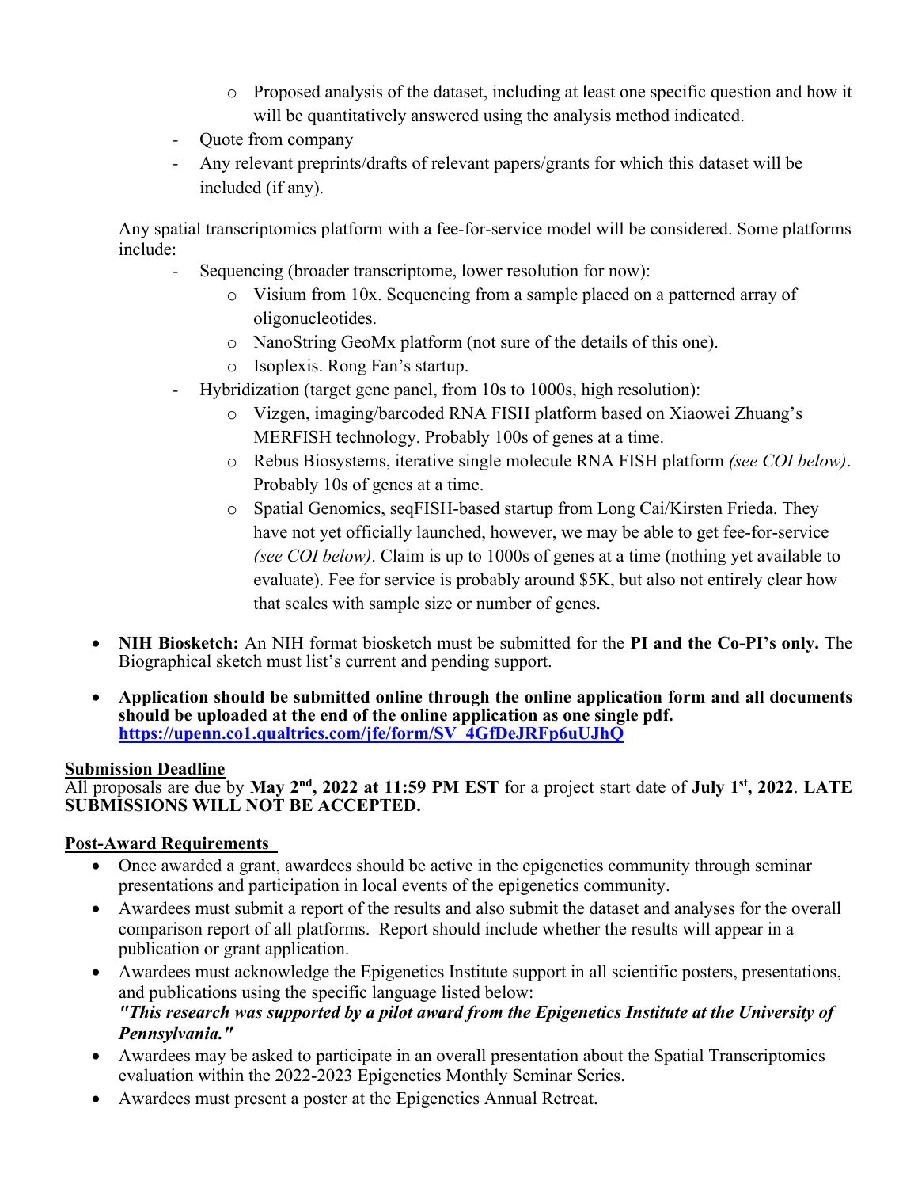- Proposed analysis of the dataset, including at least one specific question and how it will be quantitatively answered using the analysis method indicated.
  - Quote from company
  - Any relevant preprints/drafts of relevant papers/grants for which this dataset will be included (if any).

  Any spatial transcriptomics platform with a fee-for-service model will be considered. Some platforms include:

  - Sequencing (broader transcriptome, lower resolution for now):
    - Visium from 10x. Sequencing from a sample placed on a patterned array of oligonucleotides.
    - NanoString GeoMx platform (not sure of the details of this one).
    - Isoplexis. Rong Fan's startup.
  - Hybridization (target gene panel, from 10s to 1000s, high resolution):
    - Vizgen, imaging/barcoded RNA FISH platform based on Xiaowei Zhuang's MERFISH technology. Probably 100s of genes at a time.
    - Rebus Biosystems, iterative single molecule RNA FISH platform *(see COI below)*. Probably 10s of genes at a time.
    - Spatial Genomics, seqFISH-based startup from Long Cai/Kirsten Frieda. They have not yet officially launched, however, we may be able to get fee-for-service *(see COI below)*. Claim is up to 1000s of genes at a time (nothing yet available to evaluate). Fee for service is probably around $5K, but also not entirely clear how that scales with sample size or number of genes.

- **NIH Biosketch:** An NIH format biosketch must be submitted for the **PI and the Co-PI's only.** The Biographical sketch must list's current and pending support.

- **Application should be submitted online through the online application form and all documents should be uploaded at the end of the online application as one single pdf. [https://upenn.co1.qualtrics.com/jfe/form/SV_4GfDeJRFp6uUJhQ](https://upenn.co1.qualtrics.com/jfe/form/SV_4GfDeJRFp6uUJhQ)**

## Submission Deadline

All proposals are due by **May 2nd, 2022 at 11:59 PM EST** for a project start date of **July 1st, 2022**. **LATE SUBMISSIONS WILL NOT BE ACCEPTED.**

## Post-Award Requirements

- Once awarded a grant, awardees should be active in the epigenetics community through seminar presentations and participation in local events of the epigenetics community.
- Awardees must submit a report of the results and also submit the dataset and analyses for the overall comparison report of all platforms. Report should include whether the results will appear in a publication or grant application.
- Awardees must acknowledge the Epigenetics Institute support in all scientific posters, presentations, and publications using the specific language listed below:
  ***"This research was supported by a pilot award from the Epigenetics Institute at the University of Pennsylvania."***
- Awardees may be asked to participate in an overall presentation about the Spatial Transcriptomics evaluation within the 2022-2023 Epigenetics Monthly Seminar Series.
- Awardees must present a poster at the Epigenetics Annual Retreat.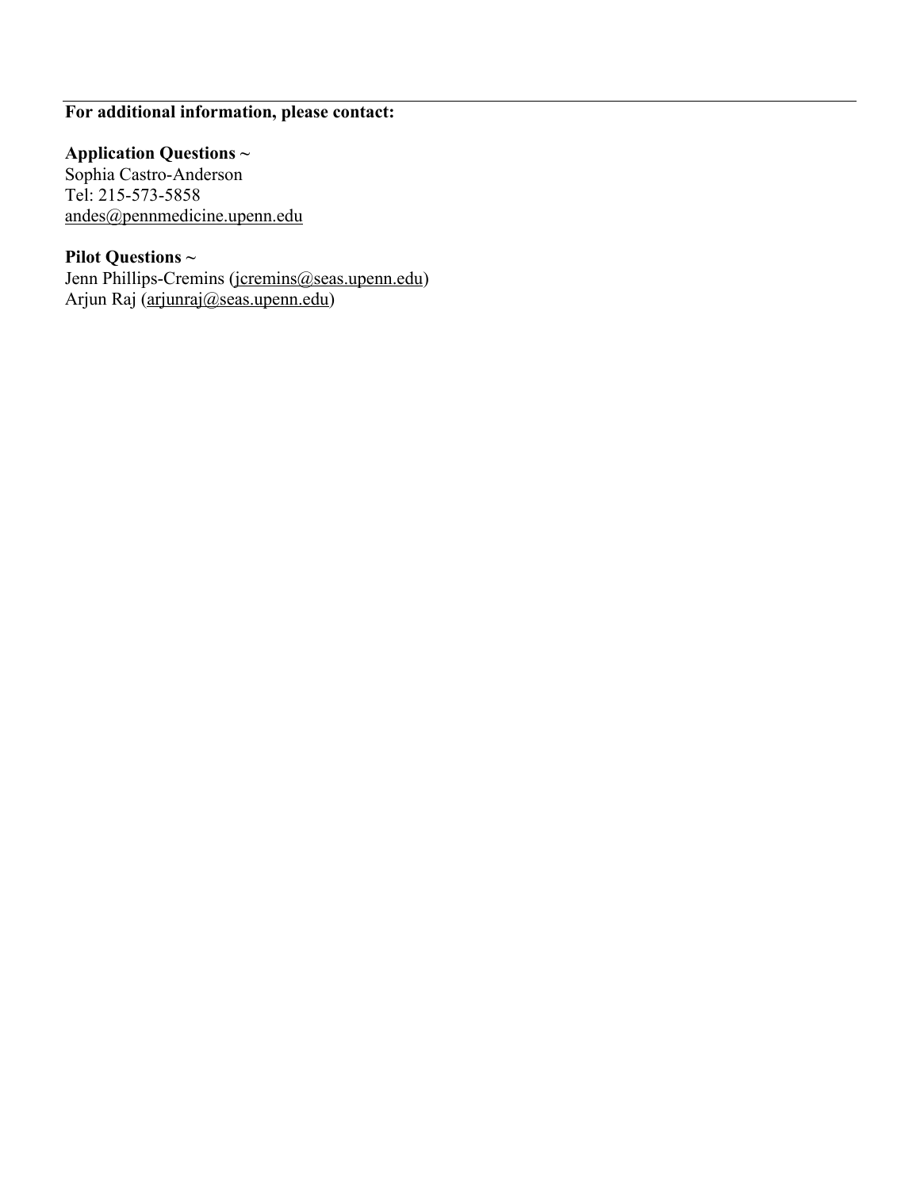**For additional information, please contact:**

**Application Questions ~**
Sophia Castro-Anderson
Tel: 215-573-5858
andes@pennmedicine.upenn.edu

**Pilot Questions ~**
Jenn Phillips-Cremins (jcremins@seas.upenn.edu)
Arjun Raj (arjunraj@seas.upenn.edu)